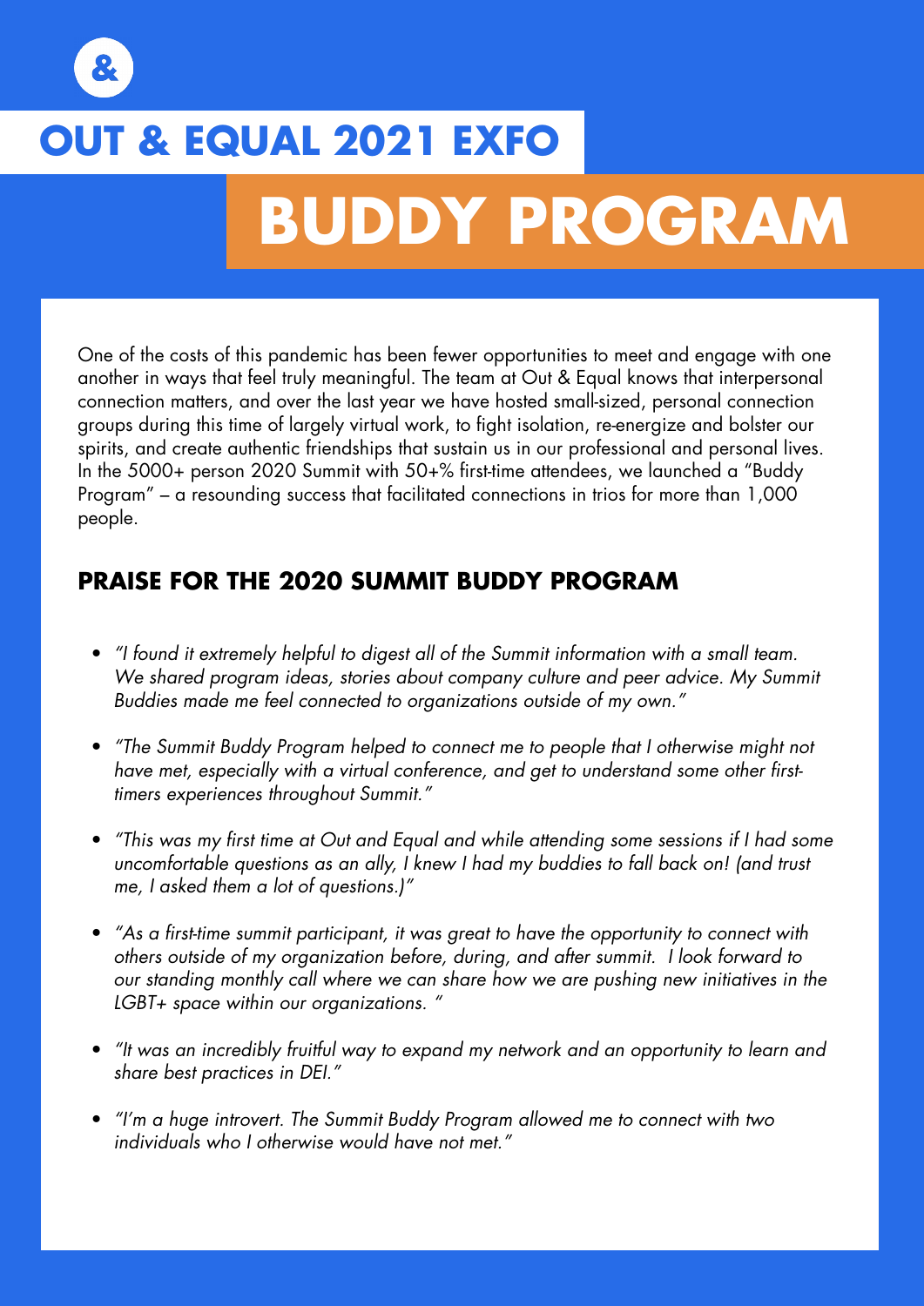&

# OUT & EQUAL 2021 EXFO

# BUDDY PROGRAM

One of the costs of this pandemic has been fewer opportunities to meet and engage with one another in ways that feel truly meaningful. The team at Out & Equal knows that interpersonal connection matters, and over the last year we have hosted small-sized, personal connection groups during this time of largely virtual work, to fight isolation, re-energize and bolster our spirits, and create authentic friendships that sustain us in our professional and personal lives. In the 5000+ person 2020 Summit with 50+% first-time attendees, we launched a "Buddy Program" – a resounding success that facilitated connections in trios for more than 1,000 people.

## PRAISE FOR THE 2020 SUMMIT BUDDY PROGRAM

- *"I found it extremely helpful to digest all of the Summit information with a small team. We shared program ideas, stories about company culture and peer advice. My Summit Buddies made me feel connected to organizations outside of my own."*
- *"The Summit Buddy Program helped to connect me to people that I otherwise might not have met, especially with a virtual conference, and get to understand some other first-timers experiences throughout Summit."*
- *"This was my first time at Out and Equal and while attending some sessions if I had some uncomfortable questions as an ally, I knew I had my buddies to fall back on! (and trust me, I asked them a lot of questions.)"*
- *"As a first-time summit participant, it was great to have the opportunity to connect with others outside of my organization before, during, and after summit. I look forward to our standing monthly call where we can share how we are pushing new initiatives in the LGBT+ space within our organizations. "*
- *"It was an incredibly fruitful way to expand my network and an opportunity to learn and share best practices in DEI."*
- *"I'm a huge introvert. The Summit Buddy Program allowed me to connect with two individuals who I otherwise would have not met."*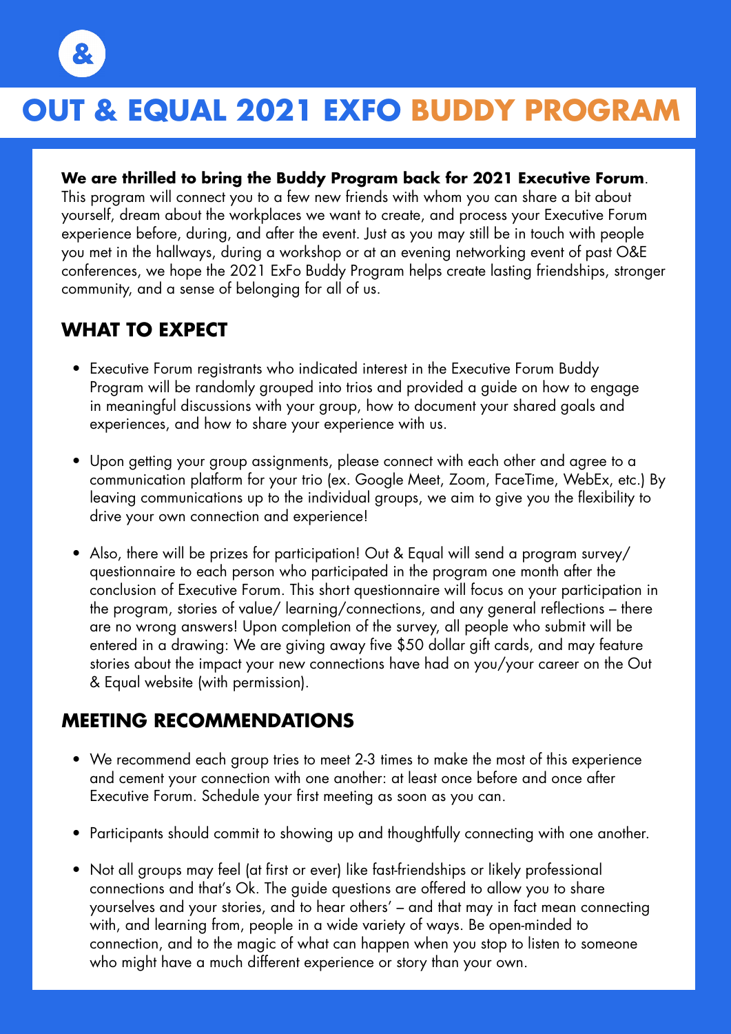&

# OUT & EQUAL 2021 EXFO BUDDY PROGRAM

**We are thrilled to bring the Buddy Program back for 2021 Executive Forum**. This program will connect you to a few new friends with whom you can share a bit about yourself, dream about the workplaces we want to create, and process your Executive Forum experience before, during, and after the event. Just as you may still be in touch with people you met in the hallways, during a workshop or at an evening networking event of past O&E conferences, we hope the 2021 ExFo Buddy Program helps create lasting friendships, stronger community, and a sense of belonging for all of us.

## WHAT TO EXPECT

- Executive Forum registrants who indicated interest in the Executive Forum Buddy Program will be randomly grouped into trios and provided a guide on how to engage in meaningful discussions with your group, how to document your shared goals and experiences, and how to share your experience with us.
- Upon getting your group assignments, please connect with each other and agree to a communication platform for your trio (ex. Google Meet, Zoom, FaceTime, WebEx, etc.) By leaving communications up to the individual groups, we aim to give you the flexibility to drive your own connection and experience!
- Also, there will be prizes for participation! Out & Equal will send a program survey/ questionnaire to each person who participated in the program one month after the conclusion of Executive Forum. This short questionnaire will focus on your participation in the program, stories of value/ learning/connections, and any general reflections – there are no wrong answers! Upon completion of the survey, all people who submit will be entered in a drawing: We are giving away five $50 dollar gift cards, and may feature stories about the impact your new connections have had on you/your career on the Out & Equal website (with permission).

## MEETING RECOMMENDATIONS

- We recommend each group tries to meet 2-3 times to make the most of this experience and cement your connection with one another: at least once before and once after Executive Forum. Schedule your first meeting as soon as you can.
- Participants should commit to showing up and thoughtfully connecting with one another.
- Not all groups may feel (at first or ever) like fast-friendships or likely professional connections and that's Ok. The guide questions are offered to allow you to share yourselves and your stories, and to hear others' – and that may in fact mean connecting with, and learning from, people in a wide variety of ways. Be open-minded to connection, and to the magic of what can happen when you stop to listen to someone who might have a much different experience or story than your own.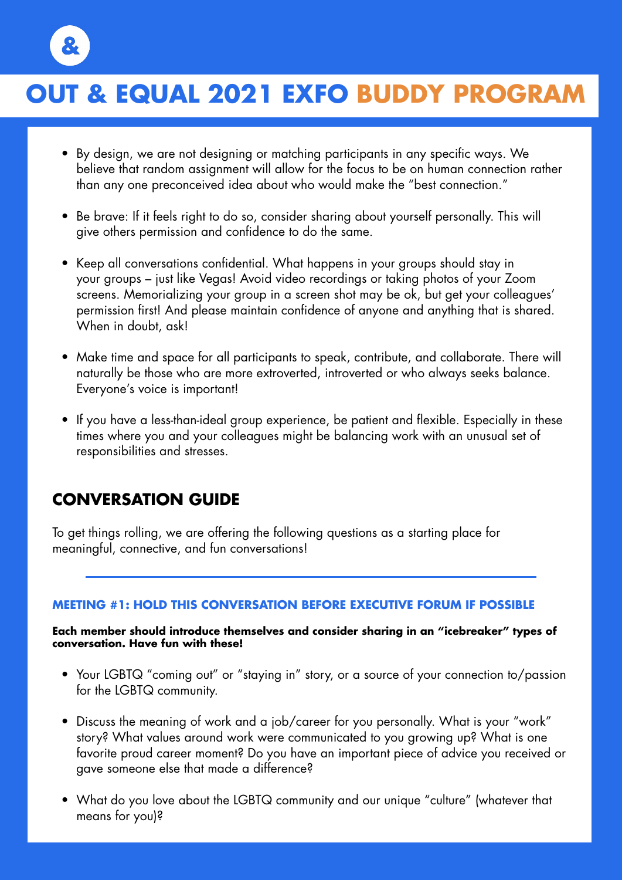# OUT & EQUAL 2021 EXFO BUDDY PROGRAM

- By design, we are not designing or matching participants in any specific ways. We believe that random assignment will allow for the focus to be on human connection rather than any one preconceived idea about who would make the "best connection."
- Be brave: If it feels right to do so, consider sharing about yourself personally. This will give others permission and confidence to do the same.
- Keep all conversations confidential. What happens in your groups should stay in your groups – just like Vegas! Avoid video recordings or taking photos of your Zoom screens. Memorializing your group in a screen shot may be ok, but get your colleagues' permission first! And please maintain confidence of anyone and anything that is shared. When in doubt, ask!
- Make time and space for all participants to speak, contribute, and collaborate. There will naturally be those who are more extroverted, introverted or who always seeks balance. Everyone's voice is important!
- If you have a less-than-ideal group experience, be patient and flexible. Especially in these times where you and your colleagues might be balancing work with an unusual set of responsibilities and stresses.

## CONVERSATION GUIDE

To get things rolling, we are offering the following questions as a starting place for meaningful, connective, and fun conversations!

### MEETING #1: HOLD THIS CONVERSATION BEFORE EXECUTIVE FORUM IF POSSIBLE

**Each member should introduce themselves and consider sharing in an "icebreaker" types of conversation. Have fun with these!**

- Your LGBTQ "coming out" or "staying in" story, or a source of your connection to/passion for the LGBTQ community.
- Discuss the meaning of work and a job/career for you personally. What is your "work" story? What values around work were communicated to you growing up? What is one favorite proud career moment? Do you have an important piece of advice you received or gave someone else that made a difference?
- What do you love about the LGBTQ community and our unique "culture" (whatever that means for you)?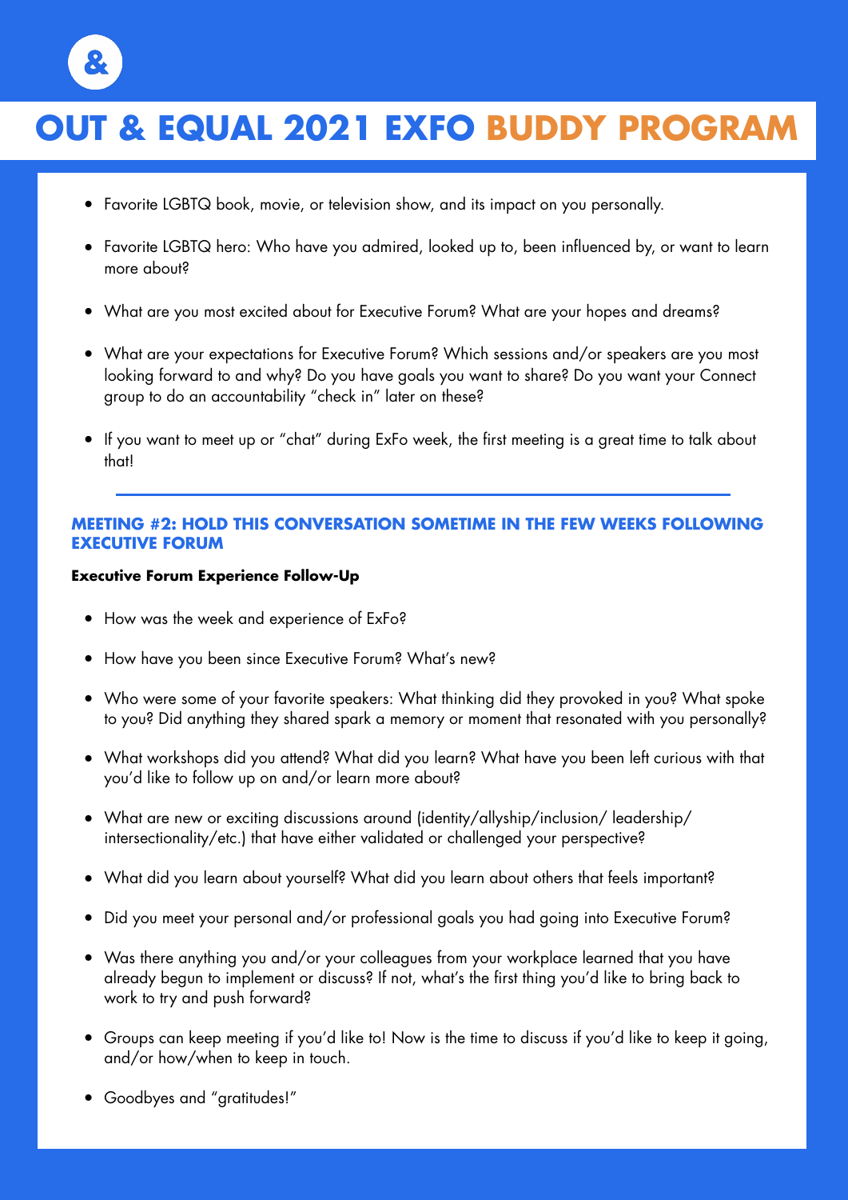# OUT & EQUAL 2021 EXFO BUDDY PROGRAM

- Favorite LGBTQ book, movie, or television show, and its impact on you personally.
- Favorite LGBTQ hero: Who have you admired, looked up to, been influenced by, or want to learn more about?
- What are you most excited about for Executive Forum? What are your hopes and dreams?
- What are your expectations for Executive Forum? Which sessions and/or speakers are you most looking forward to and why? Do you have goals you want to share? Do you want your Connect group to do an accountability "check in" later on these?
- If you want to meet up or "chat" during ExFo week, the first meeting is a great time to talk about that!

---

## MEETING #2: HOLD THIS CONVERSATION SOMETIME IN THE FEW WEEKS FOLLOWING EXECUTIVE FORUM

**Executive Forum Experience Follow-Up**

- How was the week and experience of ExFo?
- How have you been since Executive Forum? What's new?
- Who were some of your favorite speakers: What thinking did they provoked in you? What spoke to you? Did anything they shared spark a memory or moment that resonated with you personally?
- What workshops did you attend? What did you learn? What have you been left curious with that you'd like to follow up on and/or learn more about?
- What are new or exciting discussions around (identity/allyship/inclusion/ leadership/ intersectionality/etc.) that have either validated or challenged your perspective?
- What did you learn about yourself? What did you learn about others that feels important?
- Did you meet your personal and/or professional goals you had going into Executive Forum?
- Was there anything you and/or your colleagues from your workplace learned that you have already begun to implement or discuss? If not, what's the first thing you'd like to bring back to work to try and push forward?
- Groups can keep meeting if you'd like to! Now is the time to discuss if you'd like to keep it going, and/or how/when to keep in touch.
- Goodbyes and "gratitudes!"